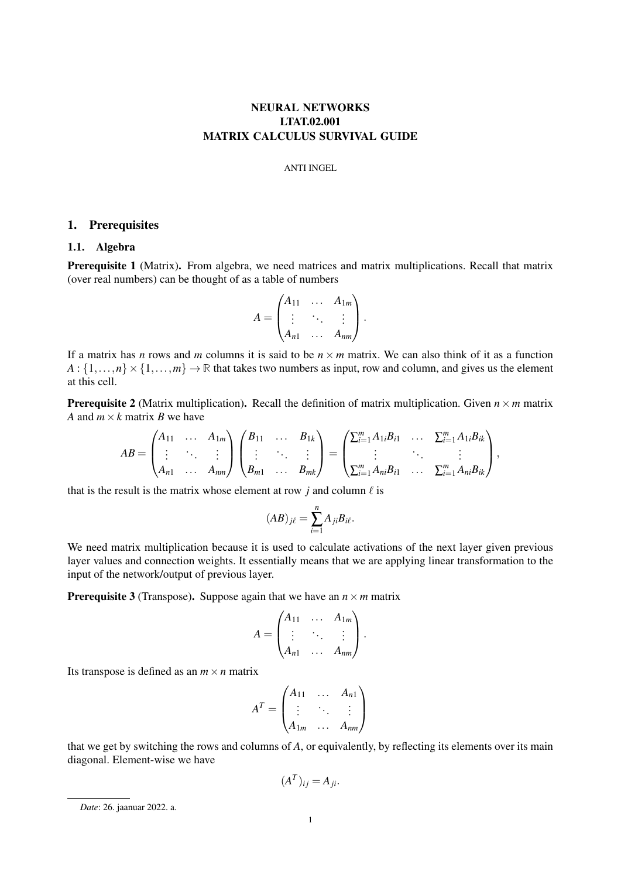# NEURAL NETWORKS
# LTAT.02.001
# MATRIX CALCULUS SURVIVAL GUIDE

ANTI INGEL

## 1. Prerequisites

### 1.1. Algebra

**Prerequisite 1** (Matrix)**.** From algebra, we need matrices and matrix multiplications. Recall that matrix (over real numbers) can be thought of as a table of numbers

$$A = \begin{pmatrix} A_{11} & \dots & A_{1m} \\ \vdots & \ddots & \vdots \\ A_{n1} & \dots & A_{nm} \end{pmatrix}.$$

If a matrix has $n$ rows and $m$ columns it is said to be $n \times m$ matrix. We can also think of it as a function $A : \{1, \dots, n\} \times \{1, \dots, m\} \to \mathbb{R}$ that takes two numbers as input, row and column, and gives us the element at this cell.

**Prerequisite 2** (Matrix multiplication)**.** Recall the definition of matrix multiplication. Given $n \times m$ matrix $A$ and $m \times k$ matrix $B$ we have

$$AB = \begin{pmatrix} A_{11} & \dots & A_{1m} \\ \vdots & \ddots & \vdots \\ A_{n1} & \dots & A_{nm} \end{pmatrix} \begin{pmatrix} B_{11} & \dots & B_{1k} \\ \vdots & \ddots & \vdots \\ B_{m1} & \dots & B_{mk} \end{pmatrix} = \begin{pmatrix} \sum_{i=1}^{m} A_{1i} B_{i1} & \dots & \sum_{i=1}^{m} A_{1i} B_{ik} \\ \vdots & \ddots & \vdots \\ \sum_{i=1}^{m} A_{ni} B_{i1} & \dots & \sum_{i=1}^{m} A_{ni} B_{ik} \end{pmatrix},$$

that is the result is the matrix whose element at row $j$ and column $\ell$ is

$$(AB)_{j\ell} = \sum_{i=1}^{n} A_{ji} B_{i\ell}.$$

We need matrix multiplication because it is used to calculate activations of the next layer given previous layer values and connection weights. It essentially means that we are applying linear transformation to the input of the network/output of previous layer.

**Prerequisite 3** (Transpose)**.** Suppose again that we have an $n \times m$ matrix

$$A = \begin{pmatrix} A_{11} & \dots & A_{1m} \\ \vdots & \ddots & \vdots \\ A_{n1} & \dots & A_{nm} \end{pmatrix}.$$

Its transpose is defined as an $m \times n$ matrix

$$A^T = \begin{pmatrix} A_{11} & \dots & A_{n1} \\ \vdots & \ddots & \vdots \\ A_{1m} & \dots & A_{nm} \end{pmatrix}$$

that we get by switching the rows and columns of $A$, or equivalently, by reflecting its elements over its main diagonal. Element-wise we have

$$(A^T)_{ij} = A_{ji}.$$

*Date*: 26. jaanuar 2022. a.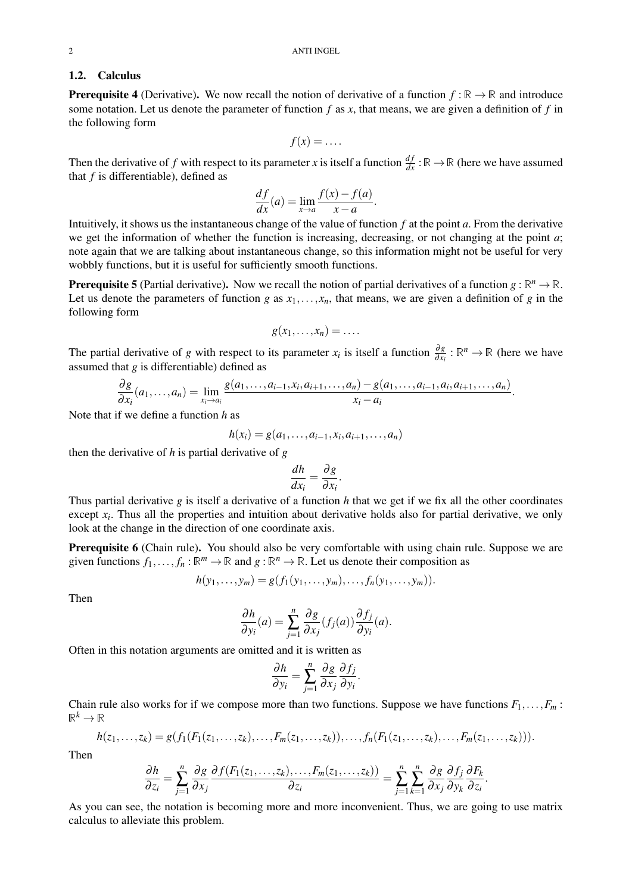## 1.2. Calculus

**Prerequisite 4** (Derivative)**.** We now recall the notion of derivative of a function $f : \mathbb{R} \to \mathbb{R}$ and introduce some notation. Let us denote the parameter of function $f$ as $x$, that means, we are given a definition of $f$ in the following form

$$f(x) = \dots.$$

Then the derivative of $f$ with respect to its parameter $x$ is itself a function $\frac{df}{dx} : \mathbb{R} \to \mathbb{R}$ (here we have assumed that $f$ is differentiable), defined as

$$\frac{df}{dx}(a) = \lim_{x \to a} \frac{f(x) - f(a)}{x - a}.$$

Intuitively, it shows us the instantaneous change of the value of function $f$ at the point $a$. From the derivative we get the information of whether the function is increasing, decreasing, or not changing at the point $a$; note again that we are talking about instantaneous change, so this information might not be useful for very wobbly functions, but it is useful for sufficiently smooth functions.

**Prerequisite 5** (Partial derivative)**.** Now we recall the notion of partial derivatives of a function $g : \mathbb{R}^n \to \mathbb{R}$. Let us denote the parameters of function $g$ as $x_1, \dots, x_n$, that means, we are given a definition of $g$ in the following form

$$g(x_1, \dots, x_n) = \dots.$$

The partial derivative of $g$ with respect to its parameter $x_i$ is itself a function $\frac{\partial g}{\partial x_i} : \mathbb{R}^n \to \mathbb{R}$ (here we have assumed that $g$ is differentiable) defined as

$$\frac{\partial g}{\partial x_i}(a_1, \dots, a_n) = \lim_{x_i \to a_i} \frac{g(a_1, \dots, a_{i-1}, x_i, a_{i+1}, \dots, a_n) - g(a_1, \dots, a_{i-1}, a_i, a_{i+1}, \dots, a_n)}{x_i - a_i}.$$

Note that if we define a function $h$ as

$$h(x_i) = g(a_1, \dots, a_{i-1}, x_i, a_{i+1}, \dots, a_n)$$

then the derivative of $h$ is partial derivative of $g$

$$\frac{dh}{dx_i} = \frac{\partial g}{\partial x_i}.$$

Thus partial derivative $g$ is itself a derivative of a function $h$ that we get if we fix all the other coordinates except $x_i$. Thus all the properties and intuition about derivative holds also for partial derivative, we only look at the change in the direction of one coordinate axis.

**Prerequisite 6** (Chain rule)**.** You should also be very comfortable with using chain rule. Suppose we are given functions $f_1, \dots, f_n : \mathbb{R}^m \to \mathbb{R}$ and $g : \mathbb{R}^n \to \mathbb{R}$. Let us denote their composition as

$$h(y_1, \dots, y_m) = g(f_1(y_1, \dots, y_m), \dots, f_n(y_1, \dots, y_m)).$$

Then

$$\frac{\partial h}{\partial y_i}(a) = \sum_{j=1}^{n} \frac{\partial g}{\partial x_j}(f_j(a)) \frac{\partial f_j}{\partial y_i}(a).$$

Often in this notation arguments are omitted and it is written as

$$\frac{\partial h}{\partial y_i} = \sum_{j=1}^{n} \frac{\partial g}{\partial x_j} \frac{\partial f_j}{\partial y_i}.$$

Chain rule also works for if we compose more than two functions. Suppose we have functions $F_1, \dots, F_m : \mathbb{R}^k \to \mathbb{R}$

$$h(z_1, \dots, z_k) = g(f_1(F_1(z_1, \dots, z_k), \dots, F_m(z_1, \dots, z_k)), \dots, f_n(F_1(z_1, \dots, z_k), \dots, F_m(z_1, \dots, z_k))).$$

Then

$$\frac{\partial h}{\partial z_i} = \sum_{j=1}^{n} \frac{\partial g}{\partial x_j} \frac{\partial f(F_1(z_1, \dots, z_k), \dots, F_m(z_1, \dots, z_k))}{\partial z_i} = \sum_{j=1}^{n} \sum_{k=1}^{n} \frac{\partial g}{\partial x_j} \frac{\partial f_j}{\partial y_k} \frac{\partial F_k}{\partial z_i}.$$

As you can see, the notation is becoming more and more inconvenient. Thus, we are going to use matrix calculus to alleviate this problem.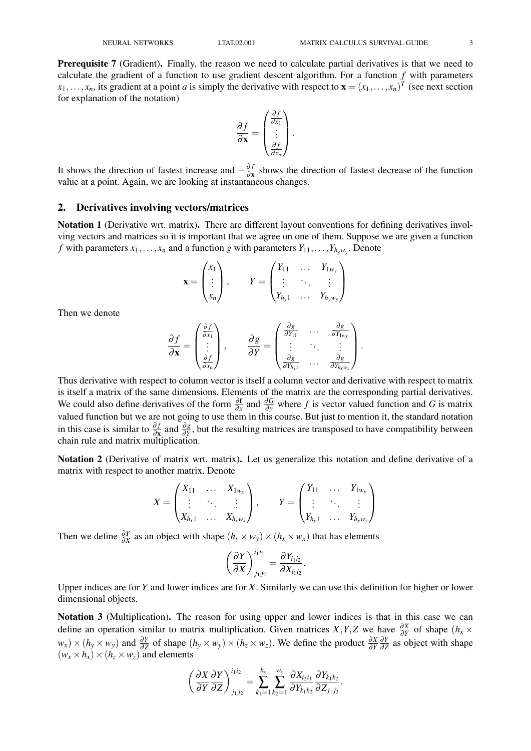**Prerequisite 7** (Gradient)**.** Finally, the reason we need to calculate partial derivatives is that we need to calculate the gradient of a function to use gradient descent algorithm. For a function $f$ with parameters $x_1, \dots, x_n$, its gradient at a point $a$ is simply the derivative with respect to $\mathbf{x} = (x_1, \dots, x_n)^T$ (see next section for explanation of the notation)

$$\frac{\partial f}{\partial \mathbf{x}} = \begin{pmatrix} \frac{\partial f}{\partial x_1} \\ \vdots \\ \frac{\partial f}{\partial x_n} \end{pmatrix}.$$

It shows the direction of fastest increase and $-\frac{\partial f}{\partial \mathbf{x}}$ shows the direction of fastest decrease of the function value at a point. Again, we are looking at instantaneous changes.

## 2. Derivatives involving vectors/matrices

**Notation 1** (Derivative wrt. matrix)**.** There are different layout conventions for defining derivatives involving vectors and matrices so it is important that we agree on one of them. Suppose we are given a function $f$ with parameters $x_1, \dots, x_n$ and a function $g$ with parameters $Y_{11}, \dots, Y_{h_y w_y}$. Denote

$$\mathbf{x} = \begin{pmatrix} x_1 \\ \vdots \\ x_n \end{pmatrix}, \qquad Y = \begin{pmatrix} Y_{11} & \dots & Y_{1w_y} \\ \vdots & \ddots & \vdots \\ Y_{h_y 1} & \dots & Y_{h_y w_y} \end{pmatrix}$$

Then we denote

$$\frac{\partial f}{\partial \mathbf{x}} = \begin{pmatrix} \frac{\partial f}{\partial x_1} \\ \vdots \\ \frac{\partial f}{\partial x_n} \end{pmatrix}, \qquad \frac{\partial g}{\partial Y} = \begin{pmatrix} \frac{\partial g}{\partial Y_{11}} & \cdots & \frac{\partial g}{\partial Y_{1w_x}} \\ \vdots & \ddots & \vdots \\ \frac{\partial g}{\partial Y_{h_x 1}} & \cdots & \frac{\partial g}{\partial Y_{h_x w_x}} \end{pmatrix}.$$

Thus derivative with respect to column vector is itself a column vector and derivative with respect to matrix is itself a matrix of the same dimensions. Elements of the matrix are the corresponding partial derivatives. We could also define derivatives of the form $\frac{\partial \mathbf{f}}{\partial x}$ and $\frac{\partial G}{\partial y}$ where $f$ is vector valued function and $G$ is matrix valued function but we are not going to use them in this course. But just to mention it, the standard notation in this case is similar to $\frac{\partial f}{\partial \mathbf{x}}$ and $\frac{\partial g}{\partial Y}$, but the resulting matrices are transposed to have compatibility between chain rule and matrix multiplication.

**Notation 2** (Derivative of matrix wrt. matrix)**.** Let us generalize this notation and define derivative of a matrix with respect to another matrix. Denote

$$X = \begin{pmatrix} X_{11} & \dots & X_{1w_x} \\ \vdots & \ddots & \vdots \\ X_{h_x 1} & \dots & X_{h_x w_x} \end{pmatrix}, \qquad Y = \begin{pmatrix} Y_{11} & \dots & Y_{1w_y} \\ \vdots & \ddots & \vdots \\ Y_{h_y 1} & \dots & Y_{h_y w_y} \end{pmatrix}$$

Then we define $\frac{\partial Y}{\partial X}$ as an object with shape $(h_y \times w_y) \times (h_x \times w_x)$ that has elements

$$\left(\frac{\partial Y}{\partial X}\right)^{i_1 i_2}_{j_1 j_2} = \frac{\partial Y_{i_1 i_2}}{\partial X_{i_1 i_2}}.$$

Upper indices are for $Y$ and lower indices are for $X$. Similarly we can use this definition for higher or lower dimensional objects.

**Notation 3** (Multiplication)**.** The reason for using upper and lower indices is that in this case we can define an operation similar to matrix multiplication. Given matrices $X, Y, Z$ we have $\frac{\partial X}{\partial Y}$ of shape $(h_x \times w_x) \times (h_y \times w_y)$ and $\frac{\partial Y}{\partial Z}$ of shape $(h_y \times w_y) \times (h_z \times w_z)$. We define the product $\frac{\partial X}{\partial Y}\frac{\partial Y}{\partial Z}$ as object with shape $(w_x \times h_x) \times (h_z \times w_z)$ and elements

$$\left(\frac{\partial X}{\partial Y}\frac{\partial Y}{\partial Z}\right)^{i_1 i_2}_{j_1 j_2} = \sum_{k_1=1}^{h_y} \sum_{k_2=1}^{w_y} \frac{\partial X_{i_2 i_1}}{\partial Y_{k_1 k_2}} \frac{\partial Y_{k_1 k_2}}{\partial Z_{j_1 j_2}}.$$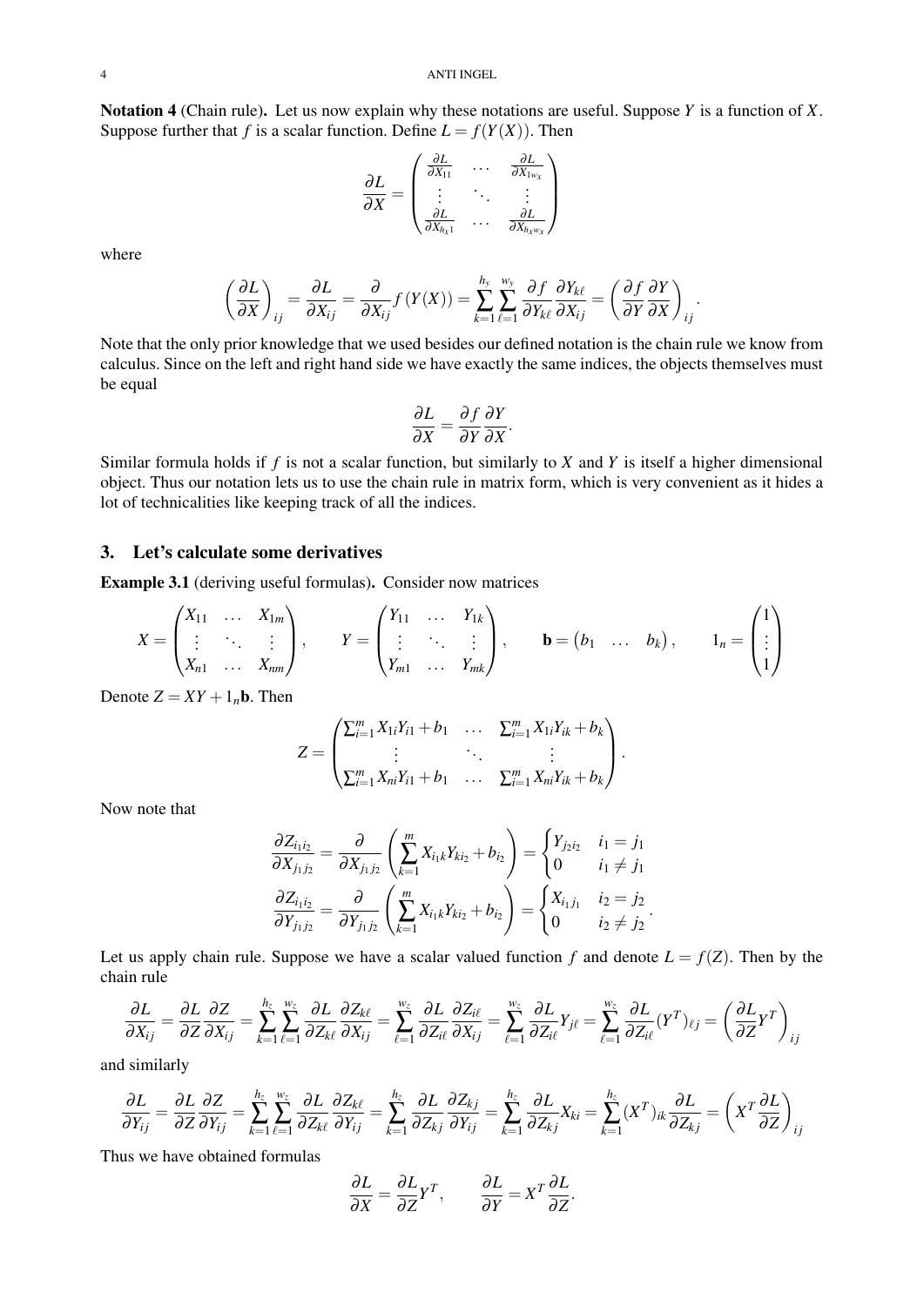**Notation 4** (Chain rule)**.** Let us now explain why these notations are useful. Suppose $Y$ is a function of $X$. Suppose further that $f$ is a scalar function. Define $L = f(Y(X))$. Then

$$\frac{\partial L}{\partial X} = \begin{pmatrix} \frac{\partial L}{\partial X_{11}} & \dots & \frac{\partial L}{\partial X_{1w_x}} \\ \vdots & \ddots & \vdots \\ \frac{\partial L}{\partial X_{h_x 1}} & \dots & \frac{\partial L}{\partial X_{h_x w_x}} \end{pmatrix}$$

where

$$\left(\frac{\partial L}{\partial X}\right)_{ij} = \frac{\partial L}{\partial X_{ij}} = \frac{\partial}{\partial X_{ij}} f(Y(X)) = \sum_{k=1}^{h_y} \sum_{\ell=1}^{w_y} \frac{\partial f}{\partial Y_{k\ell}} \frac{\partial Y_{k\ell}}{\partial X_{ij}} = \left(\frac{\partial f}{\partial Y}\frac{\partial Y}{\partial X}\right)_{ij}.$$

Note that the only prior knowledge that we used besides our defined notation is the chain rule we know from calculus. Since on the left and right hand side we have exactly the same indices, the objects themselves must be equal

$$\frac{\partial L}{\partial X} = \frac{\partial f}{\partial Y}\frac{\partial Y}{\partial X}.$$

Similar formula holds if $f$ is not a scalar function, but similarly to $X$ and $Y$ is itself a higher dimensional object. Thus our notation lets us to use the chain rule in matrix form, which is very convenient as it hides a lot of technicalities like keeping track of all the indices.

## 3. Let's calculate some derivatives

**Example 3.1** (deriving useful formulas)**.** Consider now matrices

$$X = \begin{pmatrix} X_{11} & \dots & X_{1m} \\ \vdots & \ddots & \vdots \\ X_{n1} & \dots & X_{nm} \end{pmatrix}, \qquad Y = \begin{pmatrix} Y_{11} & \dots & Y_{1k} \\ \vdots & \ddots & \vdots \\ Y_{m1} & \dots & Y_{mk} \end{pmatrix}, \qquad \mathbf{b} = \begin{pmatrix} b_1 & \dots & b_k \end{pmatrix}, \qquad 1_n = \begin{pmatrix} 1 \\ \vdots \\ 1 \end{pmatrix}$$

Denote $Z = XY + 1_n\mathbf{b}$. Then

$$Z = \begin{pmatrix} \sum_{i=1}^m X_{1i}Y_{i1} + b_1 & \dots & \sum_{i=1}^m X_{1i}Y_{ik} + b_k \\ \vdots & \ddots & \vdots \\ \sum_{i=1}^m X_{ni}Y_{i1} + b_1 & \dots & \sum_{i=1}^m X_{ni}Y_{ik} + b_k \end{pmatrix}.$$

Now note that

$$\frac{\partial Z_{i_1 i_2}}{\partial X_{j_1 j_2}} = \frac{\partial}{\partial X_{j_1 j_2}}\left(\sum_{k=1}^m X_{i_1 k}Y_{k i_2} + b_{i_2}\right) = \begin{cases} Y_{j_2 i_2} & i_1 = j_1 \\ 0 & i_1 \neq j_1 \end{cases}$$

$$\frac{\partial Z_{i_1 i_2}}{\partial Y_{j_1 j_2}} = \frac{\partial}{\partial Y_{j_1 j_2}}\left(\sum_{k=1}^m X_{i_1 k}Y_{k i_2} + b_{i_2}\right) = \begin{cases} X_{i_1 j_1} & i_2 = j_2 \\ 0 & i_2 \neq j_2 \end{cases}.$$

Let us apply chain rule. Suppose we have a scalar valued function $f$ and denote $L = f(Z)$. Then by the chain rule

$$\frac{\partial L}{\partial X_{ij}} = \frac{\partial L}{\partial Z}\frac{\partial Z}{\partial X_{ij}} = \sum_{k=1}^{h_z}\sum_{\ell=1}^{w_z} \frac{\partial L}{\partial Z_{k\ell}}\frac{\partial Z_{k\ell}}{\partial X_{ij}} = \sum_{\ell=1}^{w_z} \frac{\partial L}{\partial Z_{i\ell}}\frac{\partial Z_{i\ell}}{\partial X_{ij}} = \sum_{\ell=1}^{w_z} \frac{\partial L}{\partial Z_{i\ell}} Y_{j\ell} = \sum_{\ell=1}^{w_z} \frac{\partial L}{\partial Z_{i\ell}} (Y^T)_{\ell j} = \left(\frac{\partial L}{\partial Z} Y^T\right)_{ij}$$

and similarly

$$\frac{\partial L}{\partial Y_{ij}} = \frac{\partial L}{\partial Z}\frac{\partial Z}{\partial Y_{ij}} = \sum_{k=1}^{h_z}\sum_{\ell=1}^{w_z} \frac{\partial L}{\partial Z_{k\ell}}\frac{\partial Z_{k\ell}}{\partial Y_{ij}} = \sum_{k=1}^{h_z} \frac{\partial L}{\partial Z_{kj}}\frac{\partial Z_{kj}}{\partial Y_{ij}} = \sum_{k=1}^{h_z} \frac{\partial L}{\partial Z_{kj}} X_{ki} = \sum_{k=1}^{h_z} (X^T)_{ik} \frac{\partial L}{\partial Z_{kj}} = \left(X^T \frac{\partial L}{\partial Z}\right)_{ij}$$

Thus we have obtained formulas

$$\frac{\partial L}{\partial X} = \frac{\partial L}{\partial Z} Y^T, \qquad \frac{\partial L}{\partial Y} = X^T \frac{\partial L}{\partial Z}.$$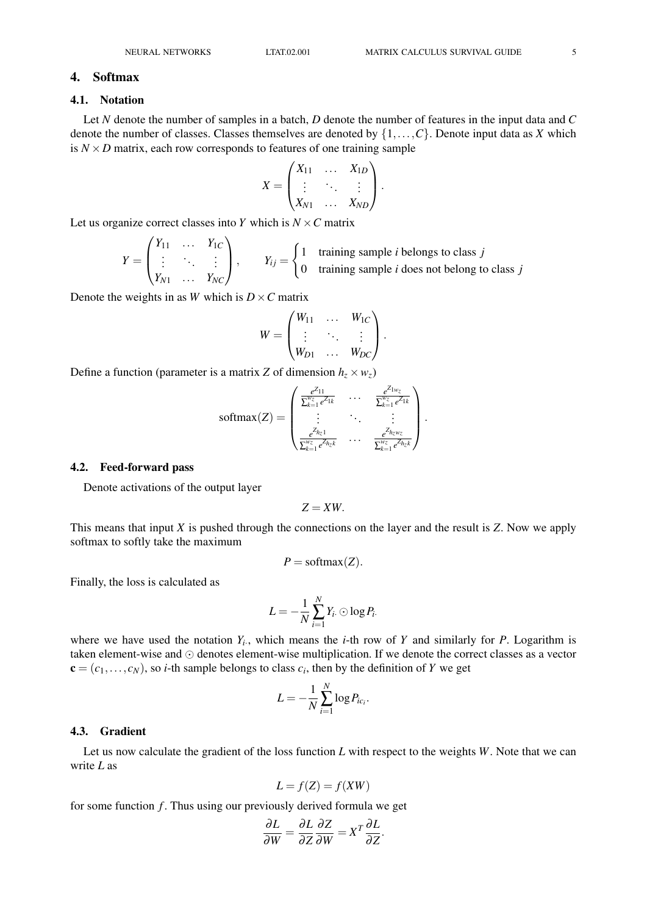## 4. Softmax

### 4.1. Notation

Let $N$ denote the number of samples in a batch, $D$ denote the number of features in the input data and $C$ denote the number of classes. Classes themselves are denoted by $\{1,\dots,C\}$. Denote input data as $X$ which is $N \times D$ matrix, each row corresponds to features of one training sample

$$X = \begin{pmatrix} X_{11} & \dots & X_{1D} \\ \vdots & \ddots & \vdots \\ X_{N1} & \dots & X_{ND} \end{pmatrix}.$$

Let us organize correct classes into $Y$ which is $N \times C$ matrix

$$Y = \begin{pmatrix} Y_{11} & \dots & Y_{1C} \\ \vdots & \ddots & \vdots \\ Y_{N1} & \dots & Y_{NC} \end{pmatrix}, \qquad Y_{ij} = \begin{cases} 1 & \text{training sample } i \text{ belongs to class } j \\ 0 & \text{training sample } i \text{ does not belong to class } j \end{cases}$$

Denote the weights in as $W$ which is $D \times C$ matrix

$$W = \begin{pmatrix} W_{11} & \dots & W_{1C} \\ \vdots & \ddots & \vdots \\ W_{D1} & \dots & W_{DC} \end{pmatrix}.$$

Define a function (parameter is a matrix $Z$ of dimension $h_z \times w_z$)

$$\text{softmax}(Z) = \begin{pmatrix} \frac{e^{Z_{11}}}{\sum_{k=1}^{w_z} e^{Z_{1k}}} & \dots & \frac{e^{Z_{1w_z}}}{\sum_{k=1}^{w_z} e^{Z_{1k}}} \\ \vdots & \ddots & \vdots \\ \frac{e^{Z_{h_z1}}}{\sum_{k=1}^{w_z} e^{Z_{h_zk}}} & \dots & \frac{e^{Z_{h_zw_z}}}{\sum_{k=1}^{w_z} e^{Z_{h_zk}}} \end{pmatrix}.$$

### 4.2. Feed-forward pass

Denote activations of the output layer

$$Z = XW.$$

This means that input $X$ is pushed through the connections on the layer and the result is $Z$. Now we apply softmax to softly take the maximum

$$P = \text{softmax}(Z).$$

Finally, the loss is calculated as

$$L = -\frac{1}{N}\sum_{i=1}^{N} Y_{i\cdot} \odot \log P_{i\cdot}$$

where we have used the notation $Y_{i\cdot}$, which means the $i$-th row of $Y$ and similarly for $P$. Logarithm is taken element-wise and $\odot$ denotes element-wise multiplication. If we denote the correct classes as a vector $\mathbf{c} = (c_1,\dots,c_N)$, so $i$-th sample belongs to class $c_i$, then by the definition of $Y$ we get

$$L = -\frac{1}{N}\sum_{i=1}^{N} \log P_{ic_i}.$$

### 4.3. Gradient

Let us now calculate the gradient of the loss function $L$ with respect to the weights $W$. Note that we can write $L$ as

$$L = f(Z) = f(XW)$$

for some function $f$. Thus using our previously derived formula we get

$$\frac{\partial L}{\partial W} = \frac{\partial L}{\partial Z}\frac{\partial Z}{\partial W} = X^T \frac{\partial L}{\partial Z}.$$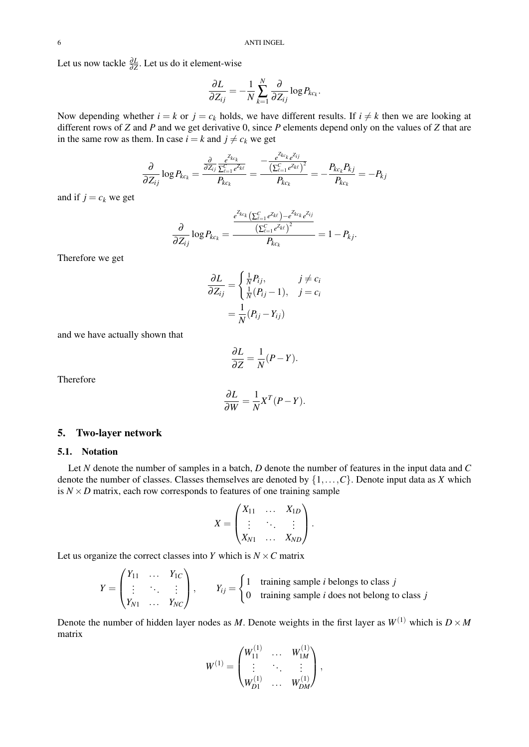Let us now tackle $\frac{\partial L}{\partial Z}$. Let us do it element-wise

$$\frac{\partial L}{\partial Z_{ij}} = -\frac{1}{N}\sum_{k=1}^{N}\frac{\partial}{\partial Z_{ij}}\log P_{kc_k}.$$

Now depending whether $i = k$ or $j = c_k$ holds, we have different results. If $i \neq k$ then we are looking at different rows of $Z$ and $P$ and we get derivative 0, since $P$ elements depend only on the values of $Z$ that are in the same row as them. In case $i = k$ and $j \neq c_k$ we get

$$\frac{\partial}{\partial Z_{ij}}\log P_{kc_k} = \frac{\frac{\partial}{\partial Z_{ij}}\frac{e^{Z_{kc_k}}}{\sum_{\ell=1}^{C}e^{Z_{k\ell}}}}{P_{kc_k}} = \frac{-\frac{e^{Z_{kc_k}}e^{Z_{ij}}}{\left(\sum_{\ell=1}^{C}e^{Z_{k\ell}}\right)^2}}{P_{kc_k}} = -\frac{P_{kc_k}P_{kj}}{P_{kc_k}} = -P_{kj}$$

and if $j = c_k$ we get

$$\frac{\partial}{\partial Z_{ij}}\log P_{kc_k} = \frac{\frac{e^{Z_{kc_k}}\left(\sum_{\ell=1}^{C}e^{Z_{k\ell}}\right) - e^{Z_{kc_k}}e^{Z_{ij}}}{\left(\sum_{\ell=1}^{C}e^{Z_{k\ell}}\right)^2}}{P_{kc_k}} = 1 - P_{kj}.$$

Therefore we get

$$\begin{aligned}\frac{\partial L}{\partial Z_{ij}} &= \begin{cases}\frac{1}{N}P_{ij}, & j \neq c_i\\ \frac{1}{N}(P_{ij}-1), & j = c_i\end{cases}\\ &= \frac{1}{N}(P_{ij}-Y_{ij})\end{aligned}$$

and we have actually shown that

$$\frac{\partial L}{\partial Z} = \frac{1}{N}(P-Y).$$

Therefore

$$\frac{\partial L}{\partial W} = \frac{1}{N}X^T(P-Y).$$

## 5. Two-layer network

### 5.1. Notation

Let $N$ denote the number of samples in a batch, $D$ denote the number of features in the input data and $C$ denote the number of classes. Classes themselves are denoted by $\{1,\ldots,C\}$. Denote input data as $X$ which is $N \times D$ matrix, each row corresponds to features of one training sample

$$X = \begin{pmatrix} X_{11} & \ldots & X_{1D}\\ \vdots & \ddots & \vdots\\ X_{N1} & \ldots & X_{ND}\end{pmatrix}.$$

Let us organize the correct classes into $Y$ which is $N \times C$ matrix

$$Y = \begin{pmatrix} Y_{11} & \ldots & Y_{1C}\\ \vdots & \ddots & \vdots\\ Y_{N1} & \ldots & Y_{NC}\end{pmatrix}, \qquad Y_{ij} = \begin{cases}1 & \text{training sample } i \text{ belongs to class } j\\ 0 & \text{training sample } i \text{ does not belong to class } j\end{cases}$$

Denote the number of hidden layer nodes as $M$. Denote weights in the first layer as $W^{(1)}$ which is $D \times M$ matrix

$$W^{(1)} = \begin{pmatrix} W^{(1)}_{11} & \ldots & W^{(1)}_{1M}\\ \vdots & \ddots & \vdots\\ W^{(1)}_{D1} & \ldots & W^{(1)}_{DM}\end{pmatrix},$$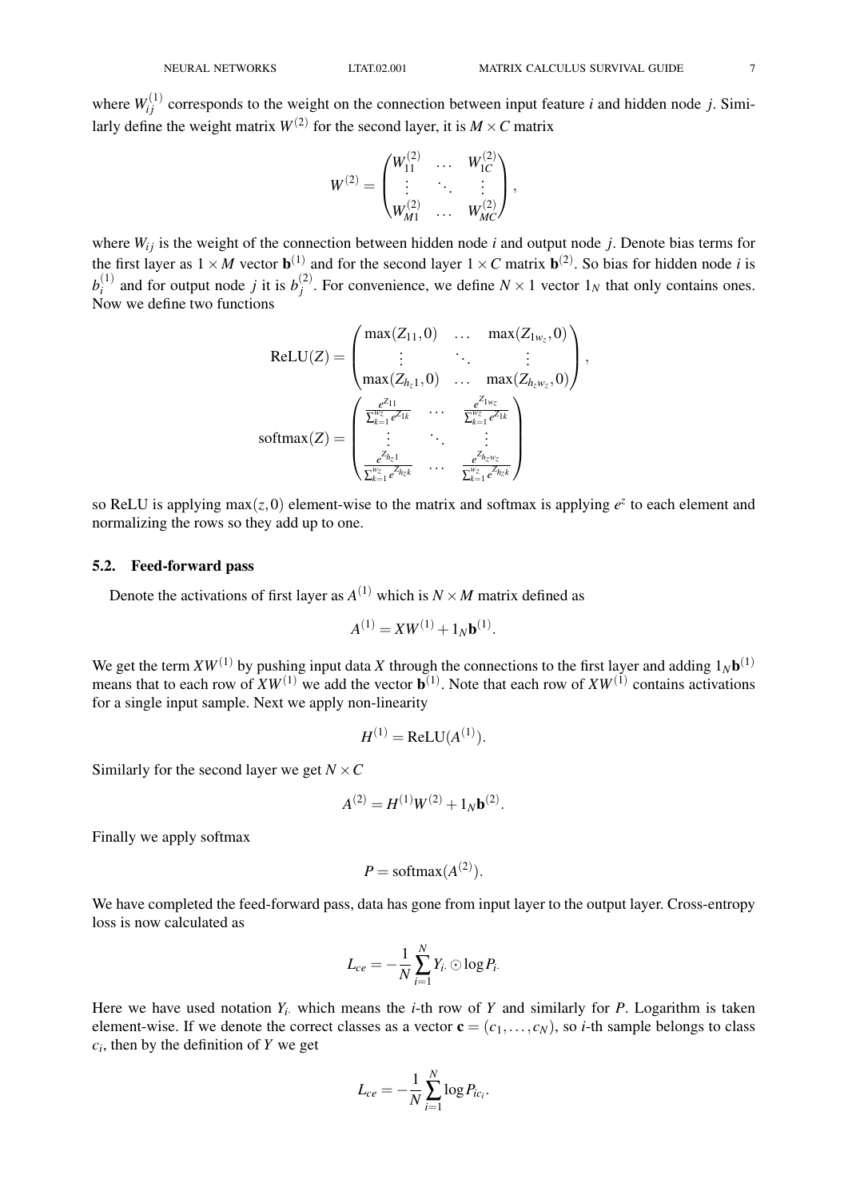where $W_{ij}^{(1)}$ corresponds to the weight on the connection between input feature $i$ and hidden node $j$. Similarly define the weight matrix $W^{(2)}$ for the second layer, it is $M \times C$ matrix

$$W^{(2)} = \begin{pmatrix} W_{11}^{(2)} & \dots & W_{1C}^{(2)} \\ \vdots & \ddots & \vdots \\ W_{M1}^{(2)} & \dots & W_{MC}^{(2)} \end{pmatrix},$$

where $W_{ij}$ is the weight of the connection between hidden node $i$ and output node $j$. Denote bias terms for the first layer as $1 \times M$ vector $\mathbf{b}^{(1)}$ and for the second layer $1 \times C$ matrix $\mathbf{b}^{(2)}$. So bias for hidden node $i$ is $b_i^{(1)}$ and for output node $j$ it is $b_j^{(2)}$. For convenience, we define $N \times 1$ vector $1_N$ that only contains ones. Now we define two functions

$$\mathrm{ReLU}(Z) = \begin{pmatrix} \max(Z_{11}, 0) & \dots & \max(Z_{1w_z}, 0) \\ \vdots & \ddots & \vdots \\ \max(Z_{h_z1}, 0) & \dots & \max(Z_{h_zw_z}, 0) \end{pmatrix},$$

$$\mathrm{softmax}(Z) = \begin{pmatrix} \frac{e^{Z_{11}}}{\sum_{k=1}^{w_z} e^{Z_{1k}}} & \dots & \frac{e^{Z_{1w_z}}}{\sum_{k=1}^{w_z} e^{Z_{1k}}} \\ \vdots & \ddots & \vdots \\ \frac{e^{Z_{h_z1}}}{\sum_{k=1}^{w_z} e^{Z_{h_zk}}} & \dots & \frac{e^{Z_{h_zw_z}}}{\sum_{k=1}^{w_z} e^{Z_{h_zk}}} \end{pmatrix}$$

so ReLU is applying $\max(z, 0)$ element-wise to the matrix and softmax is applying $e^z$ to each element and normalizing the rows so they add up to one.

### 5.2. Feed-forward pass

Denote the activations of first layer as $A^{(1)}$ which is $N \times M$ matrix defined as

$$A^{(1)} = XW^{(1)} + 1_N \mathbf{b}^{(1)}.$$

We get the term $XW^{(1)}$ by pushing input data $X$ through the connections to the first layer and adding $1_N \mathbf{b}^{(1)}$ means that to each row of $XW^{(1)}$ we add the vector $\mathbf{b}^{(1)}$. Note that each row of $XW^{(1)}$ contains activations for a single input sample. Next we apply non-linearity

$$H^{(1)} = \mathrm{ReLU}(A^{(1)}).$$

Similarly for the second layer we get $N \times C$

$$A^{(2)} = H^{(1)} W^{(2)} + 1_N \mathbf{b}^{(2)}.$$

Finally we apply softmax

$$P = \mathrm{softmax}(A^{(2)}).$$

We have completed the feed-forward pass, data has gone from input layer to the output layer. Cross-entropy loss is now calculated as

$$L_{ce} = -\frac{1}{N} \sum_{i=1}^{N} Y_{i\cdot} \odot \log P_{i\cdot}$$

Here we have used notation $Y_{i\cdot}$ which means the $i$-th row of $Y$ and similarly for $P$. Logarithm is taken element-wise. If we denote the correct classes as a vector $\mathbf{c} = (c_1, \dots, c_N)$, so $i$-th sample belongs to class $c_i$, then by the definition of $Y$ we get

$$L_{ce} = -\frac{1}{N} \sum_{i=1}^{N} \log P_{ic_i}.$$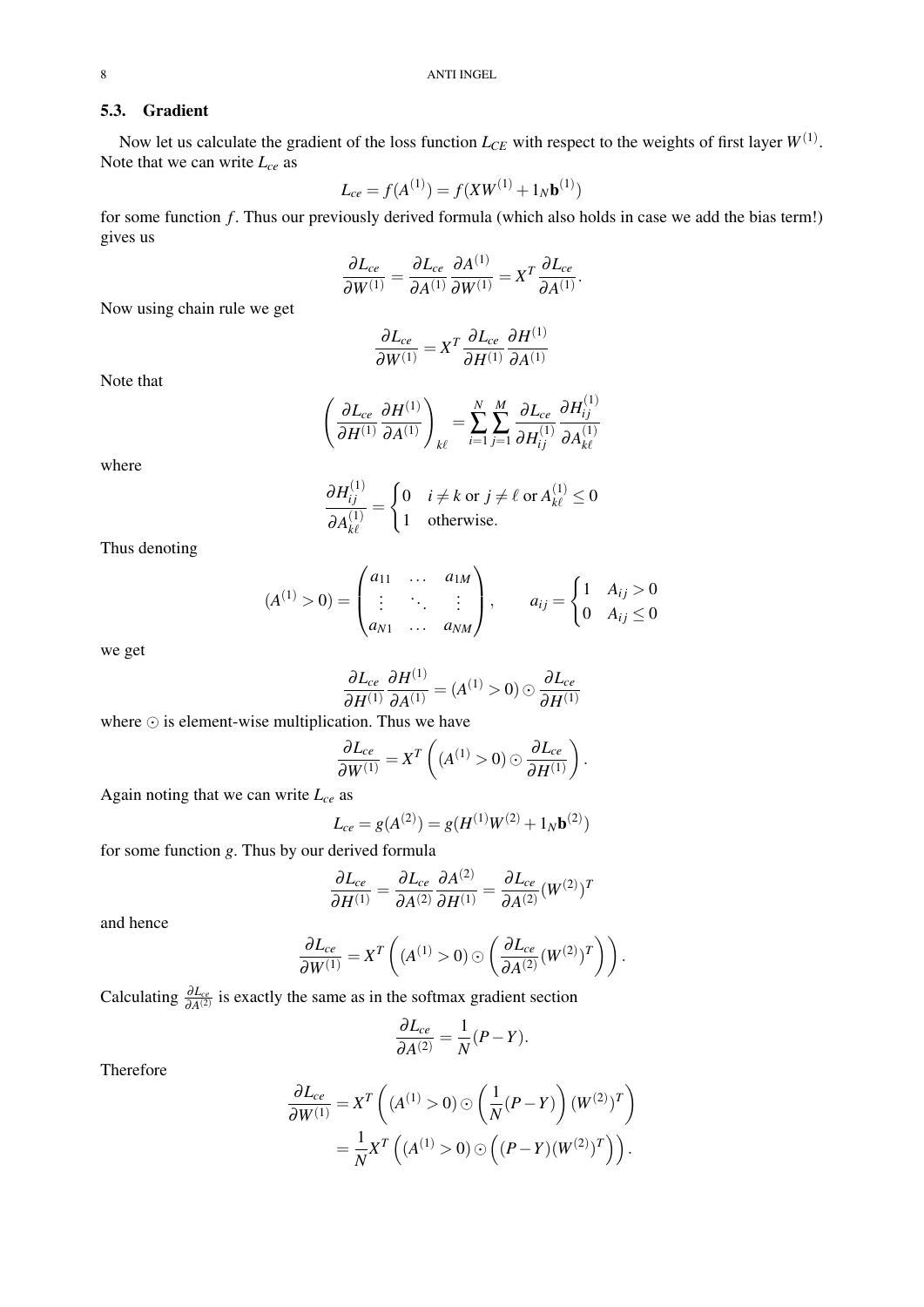### 5.3. Gradient

Now let us calculate the gradient of the loss function $L_{CE}$ with respect to the weights of first layer $W^{(1)}$. Note that we can write $L_{ce}$ as

$$L_{ce} = f(A^{(1)}) = f(XW^{(1)} + 1_N \mathbf{b}^{(1)})$$

for some function $f$. Thus our previously derived formula (which also holds in case we add the bias term!) gives us

$$\frac{\partial L_{ce}}{\partial W^{(1)}} = \frac{\partial L_{ce}}{\partial A^{(1)}} \frac{\partial A^{(1)}}{\partial W^{(1)}} = X^T \frac{\partial L_{ce}}{\partial A^{(1)}}.$$

Now using chain rule we get

$$\frac{\partial L_{ce}}{\partial W^{(1)}} = X^T \frac{\partial L_{ce}}{\partial H^{(1)}} \frac{\partial H^{(1)}}{\partial A^{(1)}}$$

Note that

$$\left( \frac{\partial L_{ce}}{\partial H^{(1)}} \frac{\partial H^{(1)}}{\partial A^{(1)}} \right)_{k\ell} = \sum_{i=1}^{N} \sum_{j=1}^{M} \frac{\partial L_{ce}}{\partial H^{(1)}_{ij}} \frac{\partial H^{(1)}_{ij}}{\partial A^{(1)}_{k\ell}}$$

where

$$\frac{\partial H^{(1)}_{ij}}{\partial A^{(1)}_{k\ell}} = \begin{cases} 0 & i \neq k \text{ or } j \neq \ell \text{ or } A^{(1)}_{k\ell} \leq 0 \\ 1 & \text{otherwise.} \end{cases}$$

Thus denoting

$$(A^{(1)} > 0) = \begin{pmatrix} a_{11} & \dots & a_{1M} \\ \vdots & \ddots & \vdots \\ a_{N1} & \dots & a_{NM} \end{pmatrix}, \qquad a_{ij} = \begin{cases} 1 & A_{ij} > 0 \\ 0 & A_{ij} \leq 0 \end{cases}$$

we get

$$\frac{\partial L_{ce}}{\partial H^{(1)}} \frac{\partial H^{(1)}}{\partial A^{(1)}} = (A^{(1)} > 0) \odot \frac{\partial L_{ce}}{\partial H^{(1)}}$$

where $\odot$ is element-wise multiplication. Thus we have

$$\frac{\partial L_{ce}}{\partial W^{(1)}} = X^T \left( (A^{(1)} > 0) \odot \frac{\partial L_{ce}}{\partial H^{(1)}} \right).$$

Again noting that we can write $L_{ce}$ as

$$L_{ce} = g(A^{(2)}) = g(H^{(1)} W^{(2)} + 1_N \mathbf{b}^{(2)})$$

for some function $g$. Thus by our derived formula

$$\frac{\partial L_{ce}}{\partial H^{(1)}} = \frac{\partial L_{ce}}{\partial A^{(2)}} \frac{\partial A^{(2)}}{\partial H^{(1)}} = \frac{\partial L_{ce}}{\partial A^{(2)}} (W^{(2)})^T$$

and hence

$$\frac{\partial L_{ce}}{\partial W^{(1)}} = X^T \left( (A^{(1)} > 0) \odot \left( \frac{\partial L_{ce}}{\partial A^{(2)}} (W^{(2)})^T \right) \right).$$

Calculating $\frac{\partial L_{ce}}{\partial A^{(2)}}$ is exactly the same as in the softmax gradient section

$$\frac{\partial L_{ce}}{\partial A^{(2)}} = \frac{1}{N}(P - Y).$$

Therefore

$$\begin{aligned} \frac{\partial L_{ce}}{\partial W^{(1)}} &= X^T \left( (A^{(1)} > 0) \odot \left( \frac{1}{N}(P - Y) \right) (W^{(2)})^T \right) \\ &= \frac{1}{N} X^T \left( (A^{(1)} > 0) \odot \left( (P - Y)(W^{(2)})^T \right) \right). \end{aligned}$$